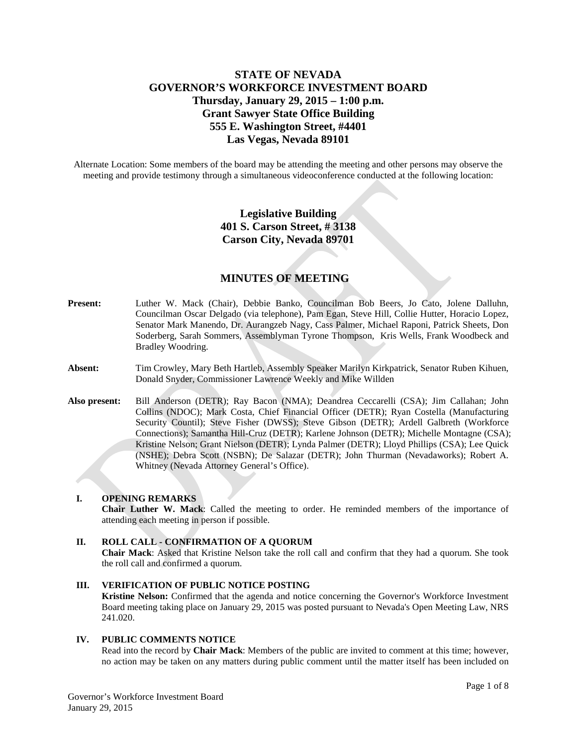# STATE OF NEVADA
# GOVERNOR'S WORKFORCE INVESTMENT BOARD
## Thursday, January 29, 2015 – 1:00 p.m.
## Grant Sawyer State Office Building
## 555 E. Washington Street, #4401
## Las Vegas, Nevada 89101

Alternate Location: Some members of the board may be attending the meeting and other persons may observe the meeting and provide testimony through a simultaneous videoconference conducted at the following location:

**Legislative Building**
**401 S. Carson Street, # 3138**
**Carson City, Nevada 89701**

## MINUTES OF MEETING

**Present:** Luther W. Mack (Chair), Debbie Banko, Councilman Bob Beers, Jo Cato, Jolene Dalluhn, Councilman Oscar Delgado (via telephone), Pam Egan, Steve Hill, Collie Hutter, Horacio Lopez, Senator Mark Manendo, Dr. Aurangzeb Nagy, Cass Palmer, Michael Raponi, Patrick Sheets, Don Soderberg, Sarah Sommers, Assemblyman Tyrone Thompson, Kris Wells, Frank Woodbeck and Bradley Woodring.

**Absent:** Tim Crowley, Mary Beth Hartleb, Assembly Speaker Marilyn Kirkpatrick, Senator Ruben Kihuen, Donald Snyder, Commissioner Lawrence Weekly and Mike Willden

**Also present:** Bill Anderson (DETR); Ray Bacon (NMA); Deandrea Ceccarelli (CSA); Jim Callahan; John Collins (NDOC); Mark Costa, Chief Financial Officer (DETR); Ryan Costella (Manufacturing Security Countil); Steve Fisher (DWSS); Steve Gibson (DETR); Ardell Galbreth (Workforce Connections); Samantha Hill-Cruz (DETR); Karlene Johnson (DETR); Michelle Montagne (CSA); Kristine Nelson; Grant Nielson (DETR); Lynda Palmer (DETR); Lloyd Phillips (CSA); Lee Quick (NSHE); Debra Scott (NSBN); De Salazar (DETR); John Thurman (Nevadaworks); Robert A. Whitney (Nevada Attorney General's Office).

### I. OPENING REMARKS

**Chair Luther W. Mack**: Called the meeting to order. He reminded members of the importance of attending each meeting in person if possible.

### II. ROLL CALL - CONFIRMATION OF A QUORUM

**Chair Mack**: Asked that Kristine Nelson take the roll call and confirm that they had a quorum. She took the roll call and confirmed a quorum.

### III. VERIFICATION OF PUBLIC NOTICE POSTING

**Kristine Nelson:** Confirmed that the agenda and notice concerning the Governor's Workforce Investment Board meeting taking place on January 29, 2015 was posted pursuant to Nevada's Open Meeting Law, NRS 241.020.

### IV. PUBLIC COMMENTS NOTICE

Read into the record by **Chair Mack**: Members of the public are invited to comment at this time; however, no action may be taken on any matters during public comment until the matter itself has been included on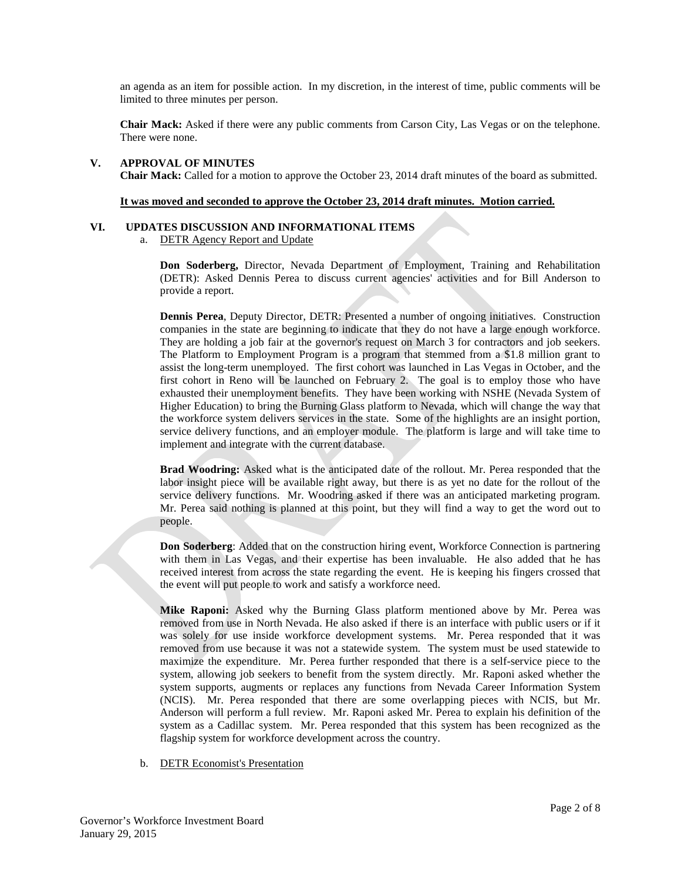an agenda as an item for possible action. In my discretion, in the interest of time, public comments will be limited to three minutes per person.

**Chair Mack:** Asked if there were any public comments from Carson City, Las Vegas or on the telephone. There were none.

## V. APPROVAL OF MINUTES

**Chair Mack:** Called for a motion to approve the October 23, 2014 draft minutes of the board as submitted.

**It was moved and seconded to approve the October 23, 2014 draft minutes. Motion carried.**

## VI. UPDATES DISCUSSION AND INFORMATIONAL ITEMS

a. DETR Agency Report and Update

**Don Soderberg,** Director, Nevada Department of Employment, Training and Rehabilitation (DETR): Asked Dennis Perea to discuss current agencies' activities and for Bill Anderson to provide a report.

**Dennis Perea**, Deputy Director, DETR: Presented a number of ongoing initiatives. Construction companies in the state are beginning to indicate that they do not have a large enough workforce. They are holding a job fair at the governor's request on March 3 for contractors and job seekers. The Platform to Employment Program is a program that stemmed from a $1.8 million grant to assist the long-term unemployed. The first cohort was launched in Las Vegas in October, and the first cohort in Reno will be launched on February 2. The goal is to employ those who have exhausted their unemployment benefits. They have been working with NSHE (Nevada System of Higher Education) to bring the Burning Glass platform to Nevada, which will change the way that the workforce system delivers services in the state. Some of the highlights are an insight portion, service delivery functions, and an employer module. The platform is large and will take time to implement and integrate with the current database.

**Brad Woodring:** Asked what is the anticipated date of the rollout. Mr. Perea responded that the labor insight piece will be available right away, but there is as yet no date for the rollout of the service delivery functions. Mr. Woodring asked if there was an anticipated marketing program. Mr. Perea said nothing is planned at this point, but they will find a way to get the word out to people.

**Don Soderberg**: Added that on the construction hiring event, Workforce Connection is partnering with them in Las Vegas, and their expertise has been invaluable. He also added that he has received interest from across the state regarding the event. He is keeping his fingers crossed that the event will put people to work and satisfy a workforce need.

**Mike Raponi:** Asked why the Burning Glass platform mentioned above by Mr. Perea was removed from use in North Nevada. He also asked if there is an interface with public users or if it was solely for use inside workforce development systems. Mr. Perea responded that it was removed from use because it was not a statewide system. The system must be used statewide to maximize the expenditure. Mr. Perea further responded that there is a self-service piece to the system, allowing job seekers to benefit from the system directly. Mr. Raponi asked whether the system supports, augments or replaces any functions from Nevada Career Information System (NCIS). Mr. Perea responded that there are some overlapping pieces with NCIS, but Mr. Anderson will perform a full review. Mr. Raponi asked Mr. Perea to explain his definition of the system as a Cadillac system. Mr. Perea responded that this system has been recognized as the flagship system for workforce development across the country.

b. DETR Economist's Presentation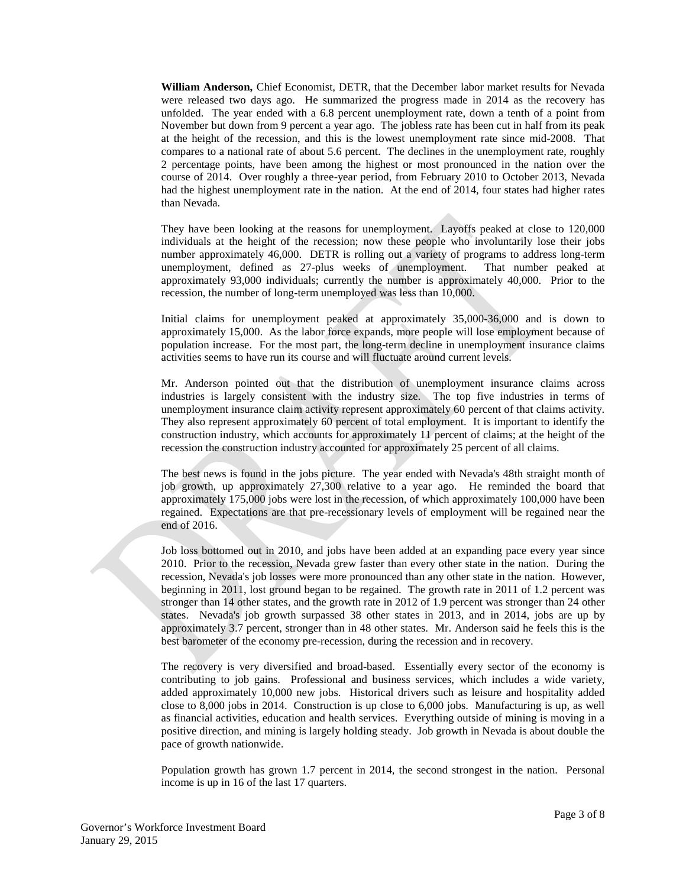**William Anderson,** Chief Economist, DETR, that the December labor market results for Nevada were released two days ago. He summarized the progress made in 2014 as the recovery has unfolded. The year ended with a 6.8 percent unemployment rate, down a tenth of a point from November but down from 9 percent a year ago. The jobless rate has been cut in half from its peak at the height of the recession, and this is the lowest unemployment rate since mid-2008. That compares to a national rate of about 5.6 percent. The declines in the unemployment rate, roughly 2 percentage points, have been among the highest or most pronounced in the nation over the course of 2014. Over roughly a three-year period, from February 2010 to October 2013, Nevada had the highest unemployment rate in the nation. At the end of 2014, four states had higher rates than Nevada.

They have been looking at the reasons for unemployment. Layoffs peaked at close to 120,000 individuals at the height of the recession; now these people who involuntarily lose their jobs number approximately 46,000. DETR is rolling out a variety of programs to address long-term unemployment, defined as 27-plus weeks of unemployment. That number peaked at approximately 93,000 individuals; currently the number is approximately 40,000. Prior to the recession, the number of long-term unemployed was less than 10,000.

Initial claims for unemployment peaked at approximately 35,000-36,000 and is down to approximately 15,000. As the labor force expands, more people will lose employment because of population increase. For the most part, the long-term decline in unemployment insurance claims activities seems to have run its course and will fluctuate around current levels.

Mr. Anderson pointed out that the distribution of unemployment insurance claims across industries is largely consistent with the industry size. The top five industries in terms of unemployment insurance claim activity represent approximately 60 percent of that claims activity. They also represent approximately 60 percent of total employment. It is important to identify the construction industry, which accounts for approximately 11 percent of claims; at the height of the recession the construction industry accounted for approximately 25 percent of all claims.

The best news is found in the jobs picture. The year ended with Nevada's 48th straight month of job growth, up approximately 27,300 relative to a year ago. He reminded the board that approximately 175,000 jobs were lost in the recession, of which approximately 100,000 have been regained. Expectations are that pre-recessionary levels of employment will be regained near the end of 2016.

Job loss bottomed out in 2010, and jobs have been added at an expanding pace every year since 2010. Prior to the recession, Nevada grew faster than every other state in the nation. During the recession, Nevada's job losses were more pronounced than any other state in the nation. However, beginning in 2011, lost ground began to be regained. The growth rate in 2011 of 1.2 percent was stronger than 14 other states, and the growth rate in 2012 of 1.9 percent was stronger than 24 other states. Nevada's job growth surpassed 38 other states in 2013, and in 2014, jobs are up by approximately 3.7 percent, stronger than in 48 other states. Mr. Anderson said he feels this is the best barometer of the economy pre-recession, during the recession and in recovery.

The recovery is very diversified and broad-based. Essentially every sector of the economy is contributing to job gains. Professional and business services, which includes a wide variety, added approximately 10,000 new jobs. Historical drivers such as leisure and hospitality added close to 8,000 jobs in 2014. Construction is up close to 6,000 jobs. Manufacturing is up, as well as financial activities, education and health services. Everything outside of mining is moving in a positive direction, and mining is largely holding steady. Job growth in Nevada is about double the pace of growth nationwide.

Population growth has grown 1.7 percent in 2014, the second strongest in the nation. Personal income is up in 16 of the last 17 quarters.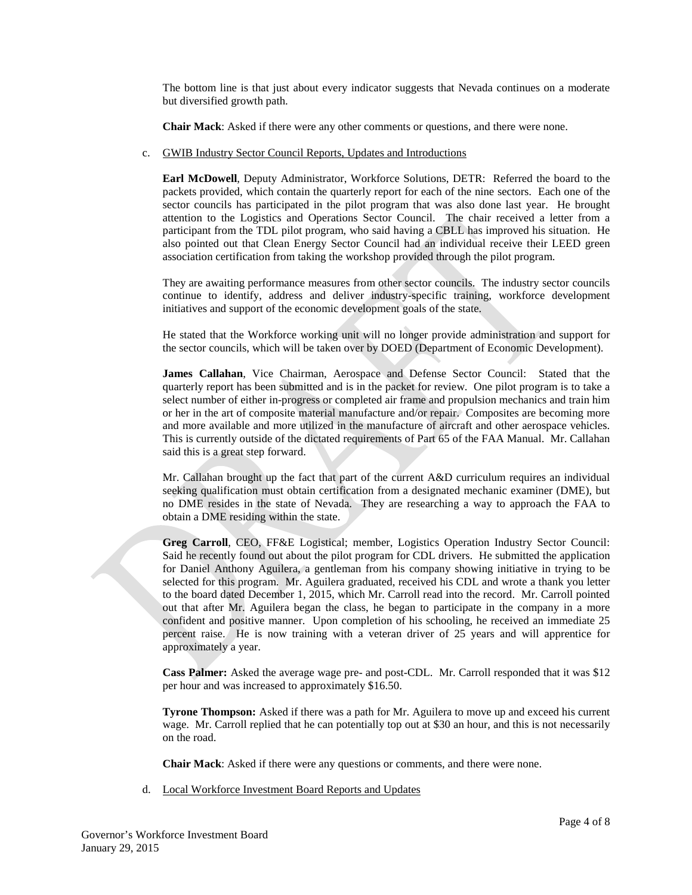The bottom line is that just about every indicator suggests that Nevada continues on a moderate but diversified growth path.

**Chair Mack**: Asked if there were any other comments or questions, and there were none.

c. GWIB Industry Sector Council Reports, Updates and Introductions

**Earl McDowell**, Deputy Administrator, Workforce Solutions, DETR: Referred the board to the packets provided, which contain the quarterly report for each of the nine sectors. Each one of the sector councils has participated in the pilot program that was also done last year. He brought attention to the Logistics and Operations Sector Council. The chair received a letter from a participant from the TDL pilot program, who said having a CBLL has improved his situation. He also pointed out that Clean Energy Sector Council had an individual receive their LEED green association certification from taking the workshop provided through the pilot program.

They are awaiting performance measures from other sector councils. The industry sector councils continue to identify, address and deliver industry-specific training, workforce development initiatives and support of the economic development goals of the state.

He stated that the Workforce working unit will no longer provide administration and support for the sector councils, which will be taken over by DOED (Department of Economic Development).

**James Callahan**, Vice Chairman, Aerospace and Defense Sector Council: Stated that the quarterly report has been submitted and is in the packet for review. One pilot program is to take a select number of either in-progress or completed air frame and propulsion mechanics and train him or her in the art of composite material manufacture and/or repair. Composites are becoming more and more available and more utilized in the manufacture of aircraft and other aerospace vehicles. This is currently outside of the dictated requirements of Part 65 of the FAA Manual. Mr. Callahan said this is a great step forward.

Mr. Callahan brought up the fact that part of the current A&D curriculum requires an individual seeking qualification must obtain certification from a designated mechanic examiner (DME), but no DME resides in the state of Nevada. They are researching a way to approach the FAA to obtain a DME residing within the state.

**Greg Carroll**, CEO, FF&E Logistical; member, Logistics Operation Industry Sector Council: Said he recently found out about the pilot program for CDL drivers. He submitted the application for Daniel Anthony Aguilera, a gentleman from his company showing initiative in trying to be selected for this program. Mr. Aguilera graduated, received his CDL and wrote a thank you letter to the board dated December 1, 2015, which Mr. Carroll read into the record. Mr. Carroll pointed out that after Mr. Aguilera began the class, he began to participate in the company in a more confident and positive manner. Upon completion of his schooling, he received an immediate 25 percent raise. He is now training with a veteran driver of 25 years and will apprentice for approximately a year.

**Cass Palmer:** Asked the average wage pre- and post-CDL. Mr. Carroll responded that it was $12 per hour and was increased to approximately $16.50.

**Tyrone Thompson:** Asked if there was a path for Mr. Aguilera to move up and exceed his current wage. Mr. Carroll replied that he can potentially top out at $30 an hour, and this is not necessarily on the road.

**Chair Mack**: Asked if there were any questions or comments, and there were none.

d. Local Workforce Investment Board Reports and Updates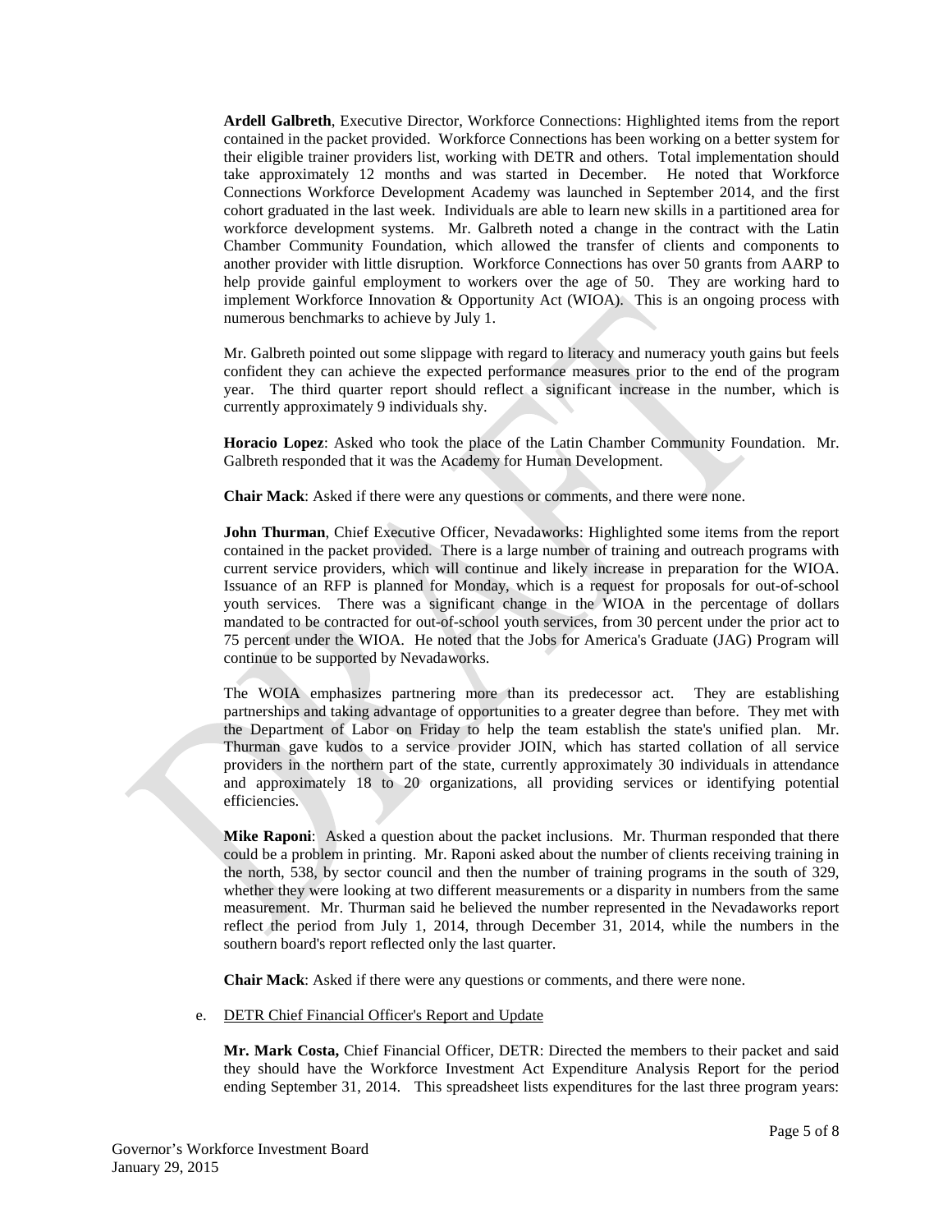**Ardell Galbreth**, Executive Director, Workforce Connections: Highlighted items from the report contained in the packet provided. Workforce Connections has been working on a better system for their eligible trainer providers list, working with DETR and others. Total implementation should take approximately 12 months and was started in December. He noted that Workforce Connections Workforce Development Academy was launched in September 2014, and the first cohort graduated in the last week. Individuals are able to learn new skills in a partitioned area for workforce development systems. Mr. Galbreth noted a change in the contract with the Latin Chamber Community Foundation, which allowed the transfer of clients and components to another provider with little disruption. Workforce Connections has over 50 grants from AARP to help provide gainful employment to workers over the age of 50. They are working hard to implement Workforce Innovation & Opportunity Act (WIOA). This is an ongoing process with numerous benchmarks to achieve by July 1.

Mr. Galbreth pointed out some slippage with regard to literacy and numeracy youth gains but feels confident they can achieve the expected performance measures prior to the end of the program year. The third quarter report should reflect a significant increase in the number, which is currently approximately 9 individuals shy.

**Horacio Lopez**: Asked who took the place of the Latin Chamber Community Foundation. Mr. Galbreth responded that it was the Academy for Human Development.

**Chair Mack**: Asked if there were any questions or comments, and there were none.

**John Thurman**, Chief Executive Officer, Nevadaworks: Highlighted some items from the report contained in the packet provided. There is a large number of training and outreach programs with current service providers, which will continue and likely increase in preparation for the WIOA. Issuance of an RFP is planned for Monday, which is a request for proposals for out-of-school youth services. There was a significant change in the WIOA in the percentage of dollars mandated to be contracted for out-of-school youth services, from 30 percent under the prior act to 75 percent under the WIOA. He noted that the Jobs for America's Graduate (JAG) Program will continue to be supported by Nevadaworks.

The WOIA emphasizes partnering more than its predecessor act. They are establishing partnerships and taking advantage of opportunities to a greater degree than before. They met with the Department of Labor on Friday to help the team establish the state's unified plan. Mr. Thurman gave kudos to a service provider JOIN, which has started collation of all service providers in the northern part of the state, currently approximately 30 individuals in attendance and approximately 18 to 20 organizations, all providing services or identifying potential efficiencies.

**Mike Raponi**: Asked a question about the packet inclusions. Mr. Thurman responded that there could be a problem in printing. Mr. Raponi asked about the number of clients receiving training in the north, 538, by sector council and then the number of training programs in the south of 329, whether they were looking at two different measurements or a disparity in numbers from the same measurement. Mr. Thurman said he believed the number represented in the Nevadaworks report reflect the period from July 1, 2014, through December 31, 2014, while the numbers in the southern board's report reflected only the last quarter.

**Chair Mack**: Asked if there were any questions or comments, and there were none.

e. DETR Chief Financial Officer's Report and Update

**Mr. Mark Costa,** Chief Financial Officer, DETR: Directed the members to their packet and said they should have the Workforce Investment Act Expenditure Analysis Report for the period ending September 31, 2014. This spreadsheet lists expenditures for the last three program years:

Governor's Workforce Investment Board
January 29, 2015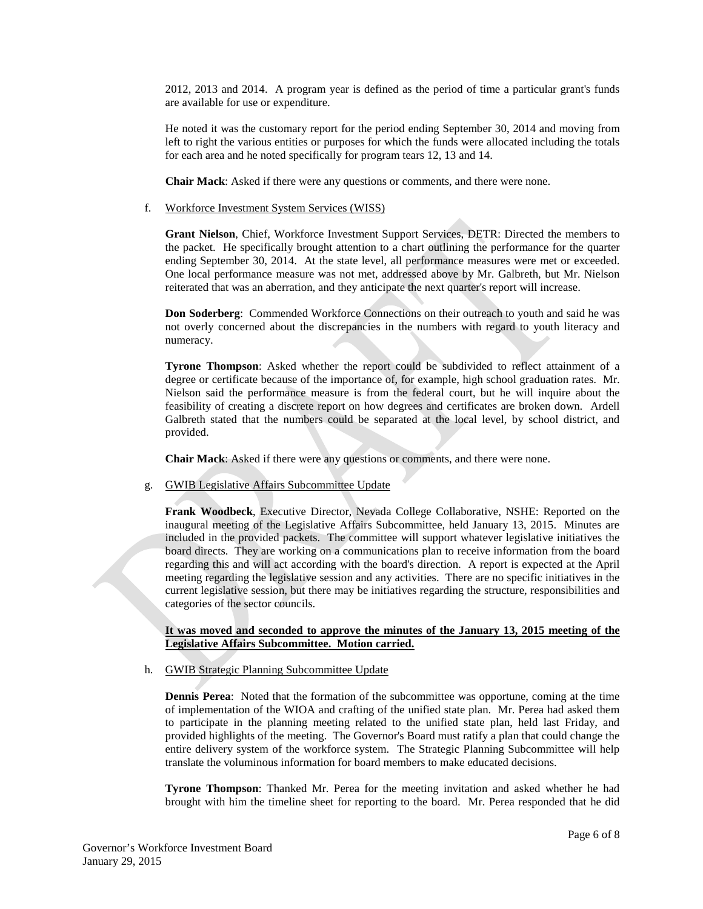2012, 2013 and 2014. A program year is defined as the period of time a particular grant's funds are available for use or expenditure.

He noted it was the customary report for the period ending September 30, 2014 and moving from left to right the various entities or purposes for which the funds were allocated including the totals for each area and he noted specifically for program tears 12, 13 and 14.

**Chair Mack**: Asked if there were any questions or comments, and there were none.

f. Workforce Investment System Services (WISS)

**Grant Nielson**, Chief, Workforce Investment Support Services, DETR: Directed the members to the packet. He specifically brought attention to a chart outlining the performance for the quarter ending September 30, 2014. At the state level, all performance measures were met or exceeded. One local performance measure was not met, addressed above by Mr. Galbreth, but Mr. Nielson reiterated that was an aberration, and they anticipate the next quarter's report will increase.

**Don Soderberg**: Commended Workforce Connections on their outreach to youth and said he was not overly concerned about the discrepancies in the numbers with regard to youth literacy and numeracy.

**Tyrone Thompson**: Asked whether the report could be subdivided to reflect attainment of a degree or certificate because of the importance of, for example, high school graduation rates. Mr. Nielson said the performance measure is from the federal court, but he will inquire about the feasibility of creating a discrete report on how degrees and certificates are broken down. Ardell Galbreth stated that the numbers could be separated at the local level, by school district, and provided.

**Chair Mack**: Asked if there were any questions or comments, and there were none.

g. GWIB Legislative Affairs Subcommittee Update

**Frank Woodbeck**, Executive Director, Nevada College Collaborative, NSHE: Reported on the inaugural meeting of the Legislative Affairs Subcommittee, held January 13, 2015. Minutes are included in the provided packets. The committee will support whatever legislative initiatives the board directs. They are working on a communications plan to receive information from the board regarding this and will act according with the board's direction. A report is expected at the April meeting regarding the legislative session and any activities. There are no specific initiatives in the current legislative session, but there may be initiatives regarding the structure, responsibilities and categories of the sector councils.

**It was moved and seconded to approve the minutes of the January 13, 2015 meeting of the Legislative Affairs Subcommittee. Motion carried.**

h. GWIB Strategic Planning Subcommittee Update

**Dennis Perea**: Noted that the formation of the subcommittee was opportune, coming at the time of implementation of the WIOA and crafting of the unified state plan. Mr. Perea had asked them to participate in the planning meeting related to the unified state plan, held last Friday, and provided highlights of the meeting. The Governor's Board must ratify a plan that could change the entire delivery system of the workforce system. The Strategic Planning Subcommittee will help translate the voluminous information for board members to make educated decisions.

**Tyrone Thompson**: Thanked Mr. Perea for the meeting invitation and asked whether he had brought with him the timeline sheet for reporting to the board. Mr. Perea responded that he did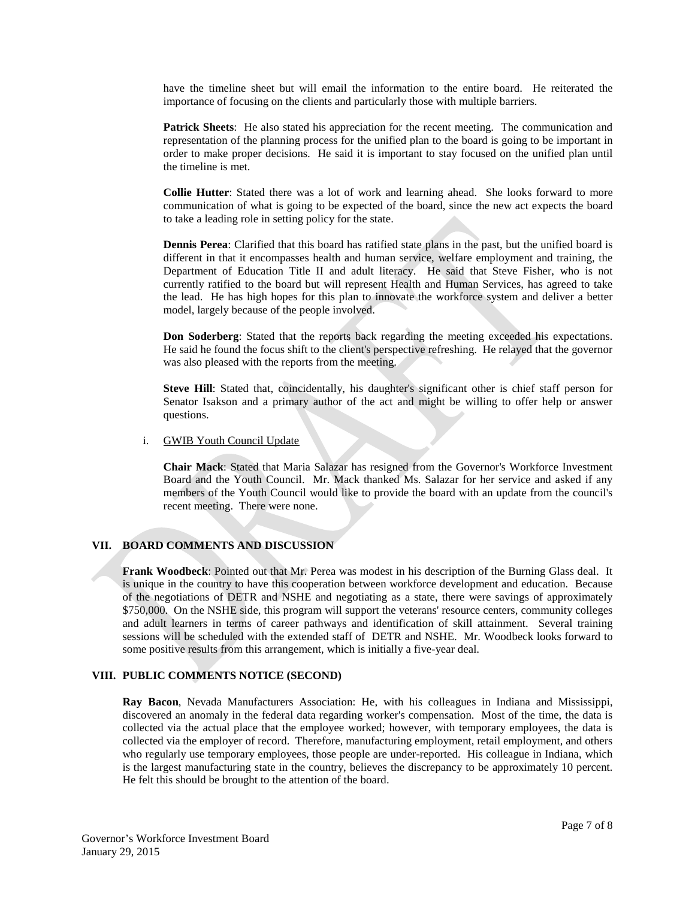have the timeline sheet but will email the information to the entire board. He reiterated the importance of focusing on the clients and particularly those with multiple barriers.

**Patrick Sheets**: He also stated his appreciation for the recent meeting. The communication and representation of the planning process for the unified plan to the board is going to be important in order to make proper decisions. He said it is important to stay focused on the unified plan until the timeline is met.

**Collie Hutter**: Stated there was a lot of work and learning ahead. She looks forward to more communication of what is going to be expected of the board, since the new act expects the board to take a leading role in setting policy for the state.

**Dennis Perea**: Clarified that this board has ratified state plans in the past, but the unified board is different in that it encompasses health and human service, welfare employment and training, the Department of Education Title II and adult literacy. He said that Steve Fisher, who is not currently ratified to the board but will represent Health and Human Services, has agreed to take the lead. He has high hopes for this plan to innovate the workforce system and deliver a better model, largely because of the people involved.

**Don Soderberg**: Stated that the reports back regarding the meeting exceeded his expectations. He said he found the focus shift to the client's perspective refreshing. He relayed that the governor was also pleased with the reports from the meeting.

**Steve Hill**: Stated that, coincidentally, his daughter's significant other is chief staff person for Senator Isakson and a primary author of the act and might be willing to offer help or answer questions.

i. GWIB Youth Council Update

**Chair Mack**: Stated that Maria Salazar has resigned from the Governor's Workforce Investment Board and the Youth Council. Mr. Mack thanked Ms. Salazar for her service and asked if any members of the Youth Council would like to provide the board with an update from the council's recent meeting. There were none.

## VII. BOARD COMMENTS AND DISCUSSION

**Frank Woodbeck**: Pointed out that Mr. Perea was modest in his description of the Burning Glass deal. It is unique in the country to have this cooperation between workforce development and education. Because of the negotiations of DETR and NSHE and negotiating as a state, there were savings of approximately $750,000. On the NSHE side, this program will support the veterans' resource centers, community colleges and adult learners in terms of career pathways and identification of skill attainment. Several training sessions will be scheduled with the extended staff of DETR and NSHE. Mr. Woodbeck looks forward to some positive results from this arrangement, which is initially a five-year deal.

## VIII. PUBLIC COMMENTS NOTICE (SECOND)

**Ray Bacon**, Nevada Manufacturers Association: He, with his colleagues in Indiana and Mississippi, discovered an anomaly in the federal data regarding worker's compensation. Most of the time, the data is collected via the actual place that the employee worked; however, with temporary employees, the data is collected via the employer of record. Therefore, manufacturing employment, retail employment, and others who regularly use temporary employees, those people are under-reported. His colleague in Indiana, which is the largest manufacturing state in the country, believes the discrepancy to be approximately 10 percent. He felt this should be brought to the attention of the board.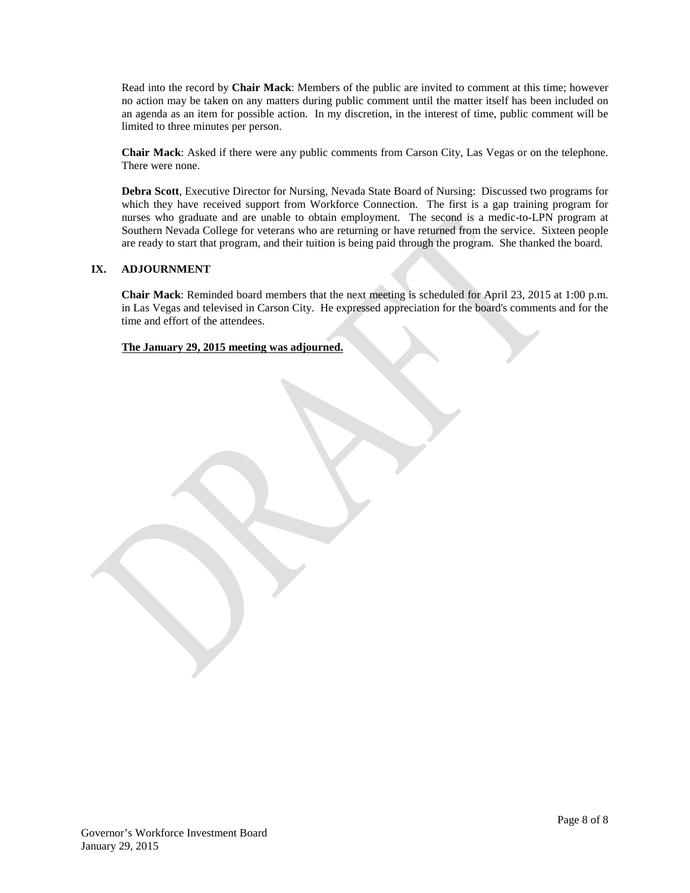Read into the record by **Chair Mack**: Members of the public are invited to comment at this time; however no action may be taken on any matters during public comment until the matter itself has been included on an agenda as an item for possible action. In my discretion, in the interest of time, public comment will be limited to three minutes per person.

**Chair Mack**: Asked if there were any public comments from Carson City, Las Vegas or on the telephone. There were none.

**Debra Scott**, Executive Director for Nursing, Nevada State Board of Nursing: Discussed two programs for which they have received support from Workforce Connection. The first is a gap training program for nurses who graduate and are unable to obtain employment. The second is a medic-to-LPN program at Southern Nevada College for veterans who are returning or have returned from the service. Sixteen people are ready to start that program, and their tuition is being paid through the program. She thanked the board.

## IX. ADJOURNMENT

**Chair Mack**: Reminded board members that the next meeting is scheduled for April 23, 2015 at 1:00 p.m. in Las Vegas and televised in Carson City. He expressed appreciation for the board's comments and for the time and effort of the attendees.

**The January 29, 2015 meeting was adjourned.**